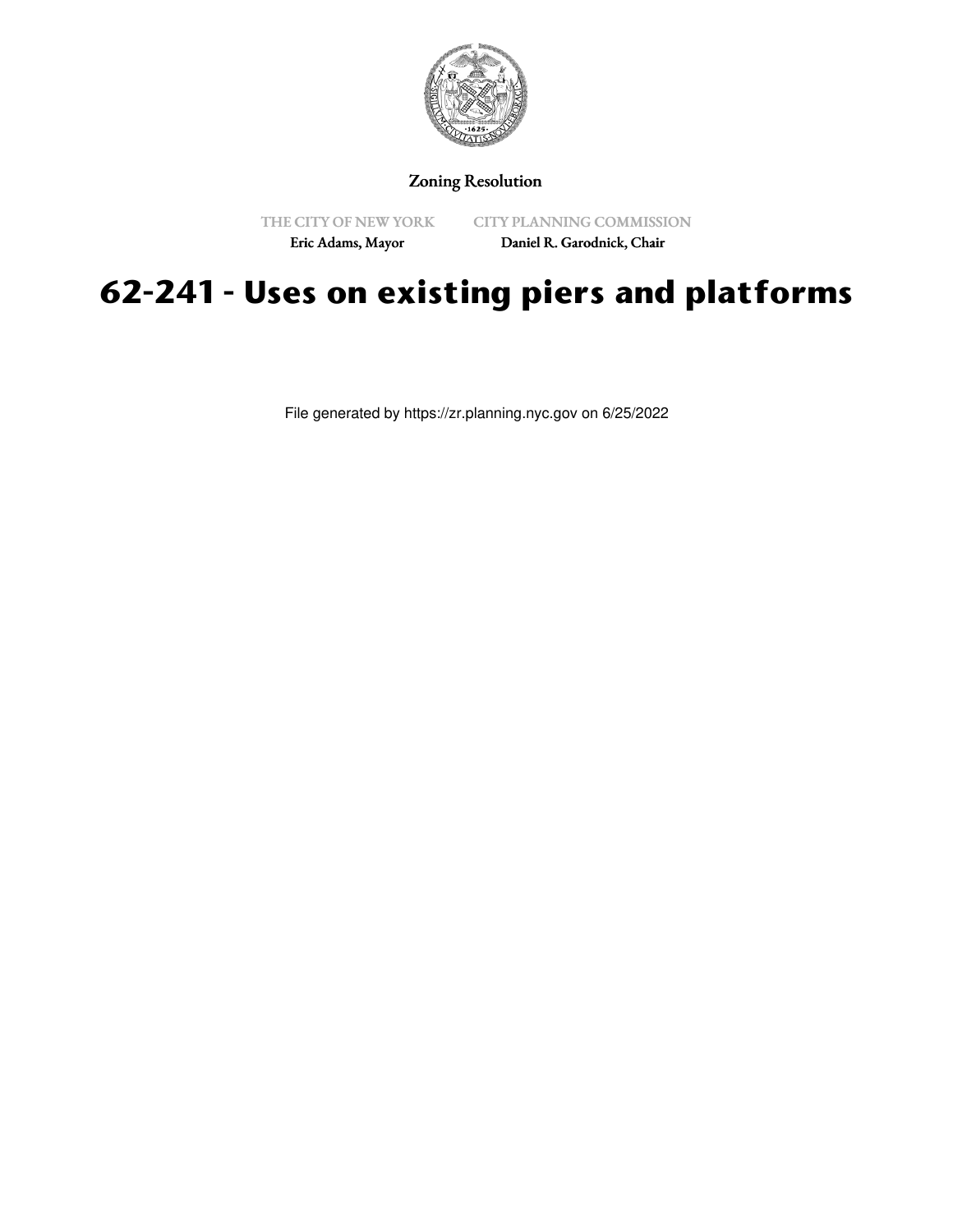Zoning Resolution

THE CITY OF NEW YORK
Eric Adams, Mayor

CITY PLANNING COMMISSION
Daniel R. Garodnick, Chair

# 62-241 - Uses on existing piers and platforms

File generated by https://zr.planning.nyc.gov on 6/25/2022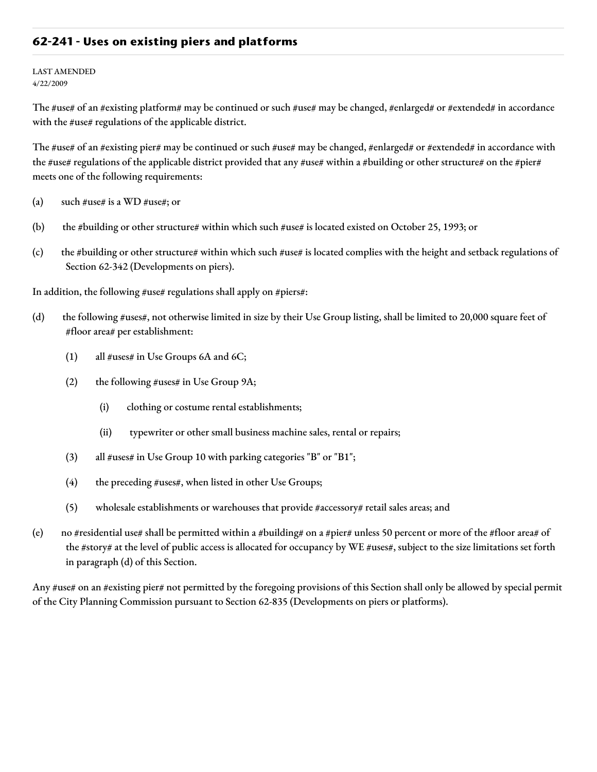## 62-241 - Uses on existing piers and platforms

LAST AMENDED
4/22/2009

The #use# of an #existing platform# may be continued or such #use# may be changed, #enlarged# or #extended# in accordance with the #use# regulations of the applicable district.

The #use# of an #existing pier# may be continued or such #use# may be changed, #enlarged# or #extended# in accordance with the #use# regulations of the applicable district provided that any #use# within a #building or other structure# on the #pier# meets one of the following requirements:

(a) such #use# is a WD #use#; or

(b) the #building or other structure# within which such #use# is located existed on October 25, 1993; or

(c) the #building or other structure# within which such #use# is located complies with the height and setback regulations of Section 62-342 (Developments on piers).

In addition, the following #use# regulations shall apply on #piers#:

(d) the following #uses#, not otherwise limited in size by their Use Group listing, shall be limited to 20,000 square feet of #floor area# per establishment:

   (1) all #uses# in Use Groups 6A and 6C;

   (2) the following #uses# in Use Group 9A;

      (i) clothing or costume rental establishments;

      (ii) typewriter or other small business machine sales, rental or repairs;

   (3) all #uses# in Use Group 10 with parking categories "B" or "B1";

   (4) the preceding #uses#, when listed in other Use Groups;

   (5) wholesale establishments or warehouses that provide #accessory# retail sales areas; and

(e) no #residential use# shall be permitted within a #building# on a #pier# unless 50 percent or more of the #floor area# of the #story# at the level of public access is allocated for occupancy by WE #uses#, subject to the size limitations set forth in paragraph (d) of this Section.

Any #use# on an #existing pier# not permitted by the foregoing provisions of this Section shall only be allowed by special permit of the City Planning Commission pursuant to Section 62-835 (Developments on piers or platforms).